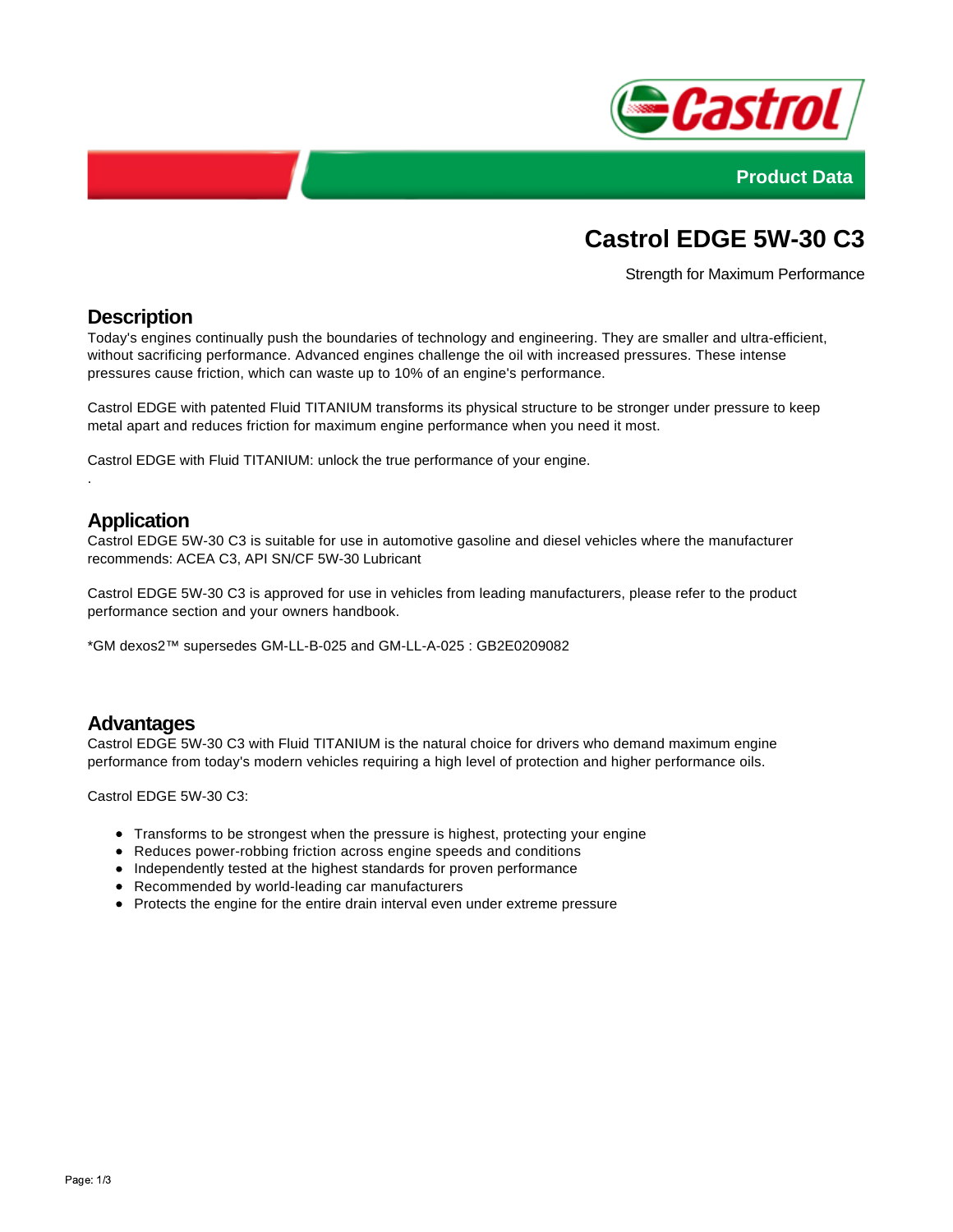Castrol

Product Data

# Castrol EDGE 5W-30 C3

Strength for Maximum Performance

## Description

Today's engines continually push the boundaries of technology and engineering. They are smaller and ultra-efficient, without sacrificing performance. Advanced engines challenge the oil with increased pressures. These intense pressures cause friction, which can waste up to 10% of an engine's performance.

Castrol EDGE with patented Fluid TITANIUM transforms its physical structure to be stronger under pressure to keep metal apart and reduces friction for maximum engine performance when you need it most.

Castrol EDGE with Fluid TITANIUM: unlock the true performance of your engine.

.

## Application

Castrol EDGE 5W-30 C3 is suitable for use in automotive gasoline and diesel vehicles where the manufacturer recommends: ACEA C3, API SN/CF 5W-30 Lubricant

Castrol EDGE 5W-30 C3 is approved for use in vehicles from leading manufacturers, please refer to the product performance section and your owners handbook.

*GM dexos2™ supersedes GM-LL-B-025 and GM-LL-A-025 : GB2E0209082

## Advantages

Castrol EDGE 5W-30 C3 with Fluid TITANIUM is the natural choice for drivers who demand maximum engine performance from today's modern vehicles requiring a high level of protection and higher performance oils.

Castrol EDGE 5W-30 C3:

- Transforms to be strongest when the pressure is highest, protecting your engine
- Reduces power-robbing friction across engine speeds and conditions
- Independently tested at the highest standards for proven performance
- Recommended by world-leading car manufacturers
- Protects the engine for the entire drain interval even under extreme pressure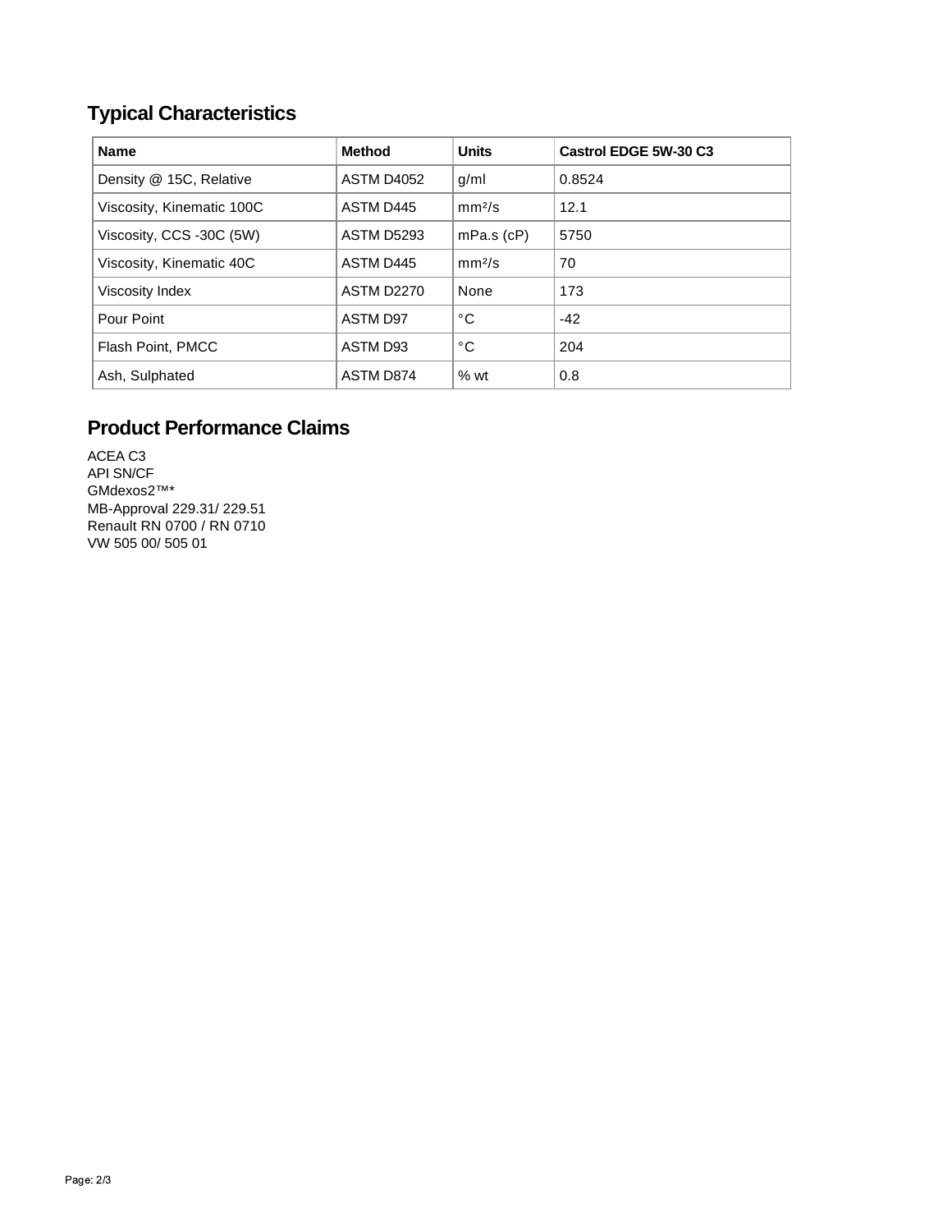## Typical Characteristics

| Name | Method | Units | Castrol EDGE 5W-30 C3 |
|---|---|---|---|
| Density @ 15C, Relative | ASTM D4052 | g/ml | 0.8524 |
| Viscosity, Kinematic 100C | ASTM D445 | $mm^2/s$ | 12.1 |
| Viscosity, CCS -30C (5W) | ASTM D5293 | mPa.s (cP) | 5750 |
| Viscosity, Kinematic 40C | ASTM D445 | $mm^2/s$ | 70 |
| Viscosity Index | ASTM D2270 | None | 173 |
| Pour Point | ASTM D97 | °C | -42 |
| Flash Point, PMCC | ASTM D93 | °C | 204 |
| Ash, Sulphated | ASTM D874 | % wt | 0.8 |

## Product Performance Claims

ACEA C3
API SN/CF
GMdexos2™*
MB-Approval 229.31/ 229.51
Renault RN 0700 / RN 0710
VW 505 00/ 505 01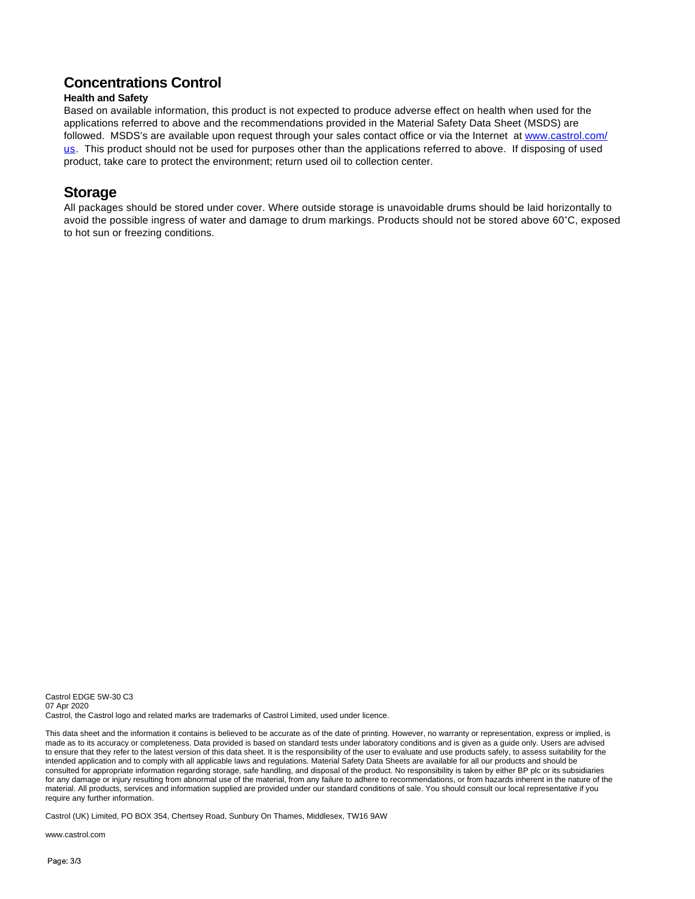## Concentrations Control

### Health and Safety

Based on available information, this product is not expected to produce adverse effect on health when used for the applications referred to above and the recommendations provided in the Material Safety Data Sheet (MSDS) are followed. MSDS's are available upon request through your sales contact office or via the Internet at [www.castrol.com/us](www.castrol.com/us). This product should not be used for purposes other than the applications referred to above. If disposing of used product, take care to protect the environment; return used oil to collection center.

## Storage

All packages should be stored under cover. Where outside storage is unavoidable drums should be laid horizontally to avoid the possible ingress of water and damage to drum markings. Products should not be stored above 60˚C, exposed to hot sun or freezing conditions.

Castrol EDGE 5W-30 C3
07 Apr 2020
Castrol, the Castrol logo and related marks are trademarks of Castrol Limited, used under licence.

This data sheet and the information it contains is believed to be accurate as of the date of printing. However, no warranty or representation, express or implied, is made as to its accuracy or completeness. Data provided is based on standard tests under laboratory conditions and is given as a guide only. Users are advised to ensure that they refer to the latest version of this data sheet. It is the responsibility of the user to evaluate and use products safely, to assess suitability for the intended application and to comply with all applicable laws and regulations. Material Safety Data Sheets are available for all our products and should be consulted for appropriate information regarding storage, safe handling, and disposal of the product. No responsibility is taken by either BP plc or its subsidiaries for any damage or injury resulting from abnormal use of the material, from any failure to adhere to recommendations, or from hazards inherent in the nature of the material. All products, services and information supplied are provided under our standard conditions of sale. You should consult our local representative if you require any further information.

Castrol (UK) Limited, PO BOX 354, Chertsey Road, Sunbury On Thames, Middlesex, TW16 9AW

www.castrol.com